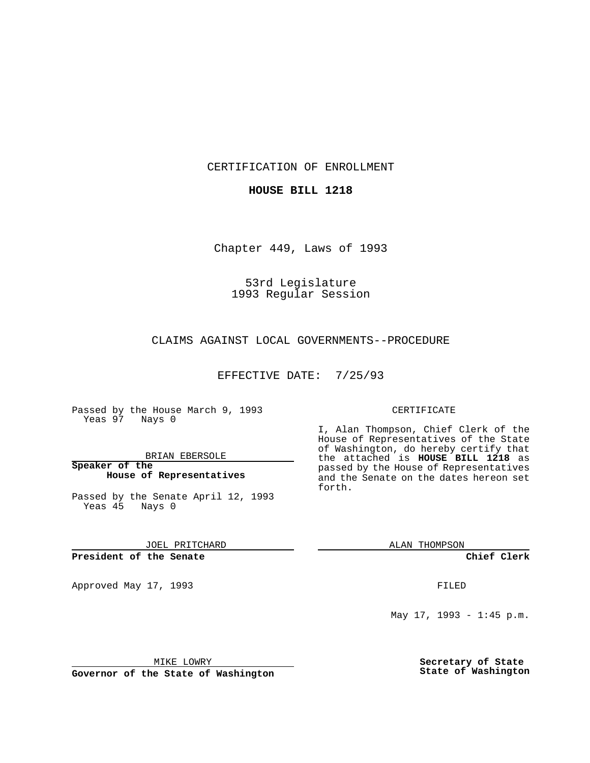CERTIFICATION OF ENROLLMENT

**HOUSE BILL 1218**

Chapter 449, Laws of 1993

53rd Legislature
1993 Regular Session

CLAIMS AGAINST LOCAL GOVERNMENTS--PROCEDURE

EFFECTIVE DATE: 7/25/93

Passed by the House March 9, 1993
Yeas 97 Nays 0

BRIAN EBERSOLE

**Speaker of the House of Representatives**

Passed by the Senate April 12, 1993
Yeas 45 Nays 0

JOEL PRITCHARD

**President of the Senate**

Approved May 17, 1993

MIKE LOWRY

**Governor of the State of Washington**

CERTIFICATE

I, Alan Thompson, Chief Clerk of the House of Representatives of the State of Washington, do hereby certify that the attached is **HOUSE BILL 1218** as passed by the House of Representatives and the Senate on the dates hereon set forth.

ALAN THOMPSON

**Chief Clerk**

FILED

May 17, 1993 - 1:45 p.m.

**Secretary of State**
**State of Washington**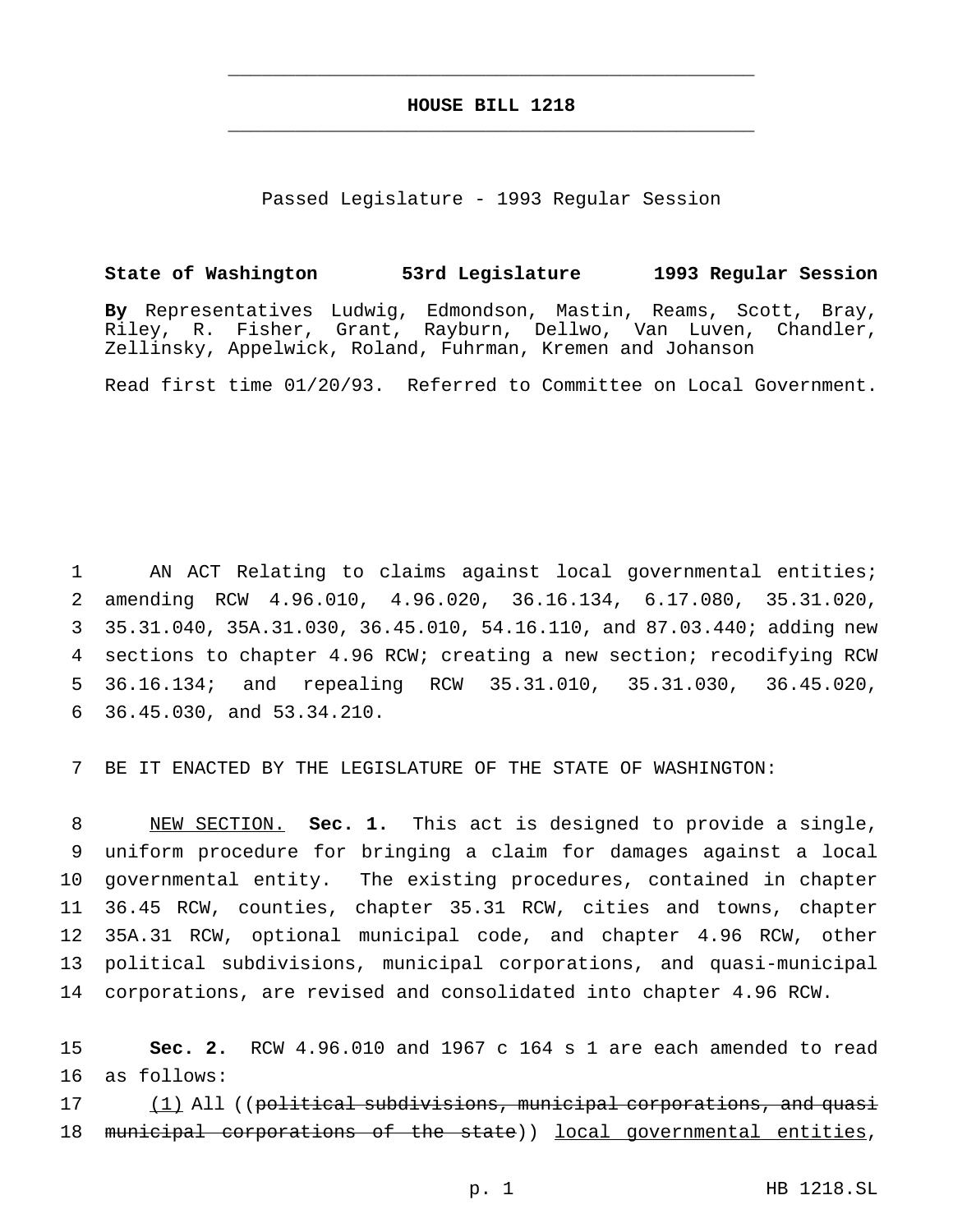# HOUSE BILL 1218

Passed Legislature - 1993 Regular Session

**State of Washington 53rd Legislature 1993 Regular Session**

**By** Representatives Ludwig, Edmondson, Mastin, Reams, Scott, Bray, Riley, R. Fisher, Grant, Rayburn, Dellwo, Van Luven, Chandler, Zellinsky, Appelwick, Roland, Fuhrman, Kremen and Johanson

Read first time 01/20/93. Referred to Committee on Local Government.

AN ACT Relating to claims against local governmental entities; amending RCW 4.96.010, 4.96.020, 36.16.134, 6.17.080, 35.31.020, 35.31.040, 35A.31.030, 36.45.010, 54.16.110, and 87.03.440; adding new sections to chapter 4.96 RCW; creating a new section; recodifying RCW 36.16.134; and repealing RCW 35.31.010, 35.31.030, 36.45.020, 36.45.030, and 53.34.210.

BE IT ENACTED BY THE LEGISLATURE OF THE STATE OF WASHINGTON:

NEW SECTION. **Sec. 1.** This act is designed to provide a single, uniform procedure for bringing a claim for damages against a local governmental entity. The existing procedures, contained in chapter 36.45 RCW, counties, chapter 35.31 RCW, cities and towns, chapter 35A.31 RCW, optional municipal code, and chapter 4.96 RCW, other political subdivisions, municipal corporations, and quasi-municipal corporations, are revised and consolidated into chapter 4.96 RCW.

**Sec. 2.** RCW 4.96.010 and 1967 c 164 s 1 are each amended to read as follows:

(1) All ((~~political subdivisions, municipal corporations, and quasi municipal corporations of the state~~)) local governmental entities,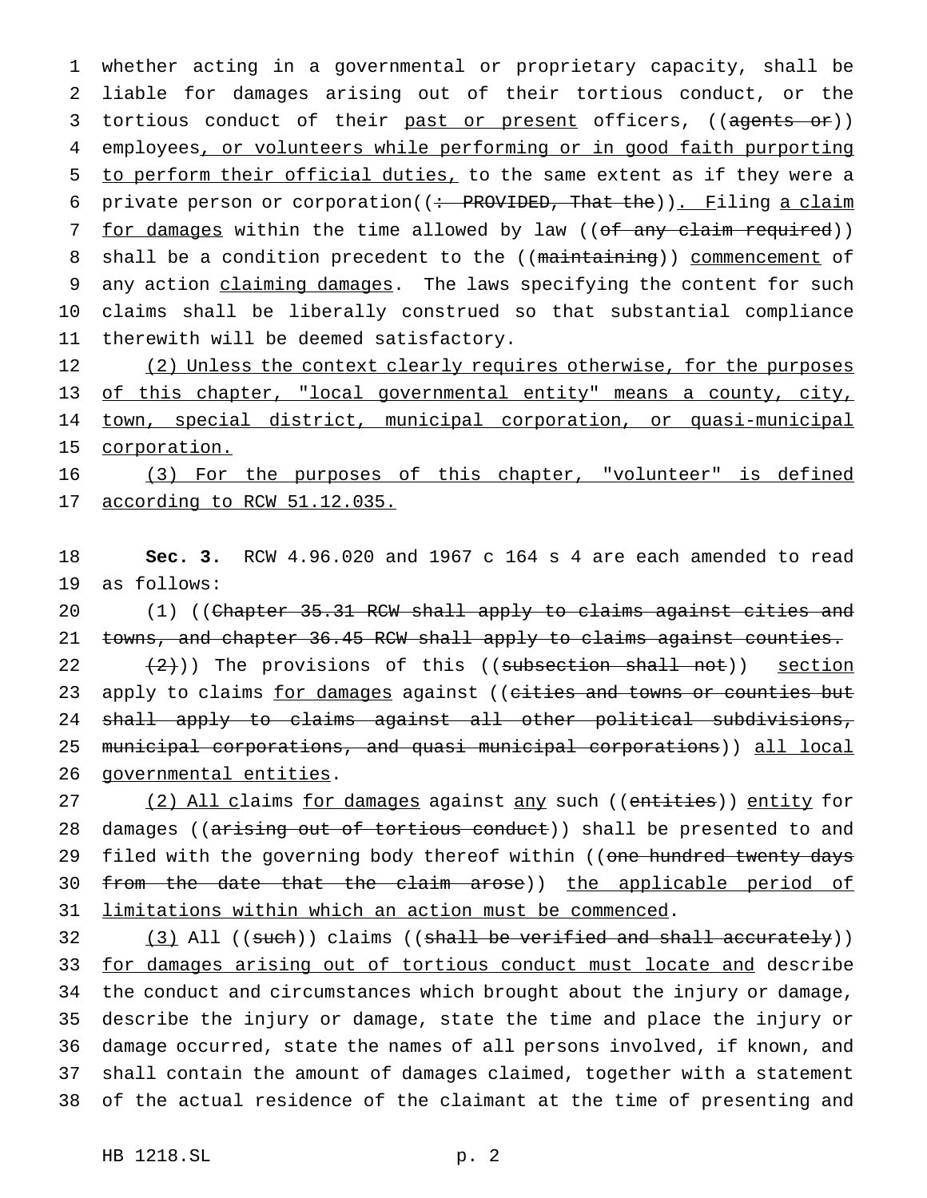whether acting in a governmental or proprietary capacity, shall be liable for damages arising out of their tortious conduct, or the tortious conduct of their past or present officers, ((~~agents or~~)) employees, or volunteers while performing or in good faith purporting to perform their official duties, to the same extent as if they were a private person or corporation((~~: PROVIDED, That the~~)). Filing a claim for damages within the time allowed by law ((~~of any claim required~~)) shall be a condition precedent to the ((~~maintaining~~)) commencement of any action claiming damages. The laws specifying the content for such claims shall be liberally construed so that substantial compliance therewith will be deemed satisfactory.

(2) Unless the context clearly requires otherwise, for the purposes of this chapter, "local governmental entity" means a county, city, town, special district, municipal corporation, or quasi-municipal corporation.

(3) For the purposes of this chapter, "volunteer" is defined according to RCW 51.12.035.

**Sec. 3.** RCW 4.96.020 and 1967 c 164 s 4 are each amended to read as follows:

(1) ((~~Chapter 35.31 RCW shall apply to claims against cities and towns, and chapter 36.45 RCW shall apply to claims against counties.~~

~~(2)~~)) The provisions of this ((~~subsection shall not~~)) section apply to claims for damages against ((~~cities and towns or counties but shall apply to claims against all other political subdivisions, municipal corporations, and quasi municipal corporations~~)) all local governmental entities.

(2) All claims for damages against any such ((~~entities~~)) entity for damages ((~~arising out of tortious conduct~~)) shall be presented to and filed with the governing body thereof within ((~~one hundred twenty days from the date that the claim arose~~)) the applicable period of limitations within which an action must be commenced.

(3) All ((~~such~~)) claims ((~~shall be verified and shall accurately~~)) for damages arising out of tortious conduct must locate and describe the conduct and circumstances which brought about the injury or damage, describe the injury or damage, state the time and place the injury or damage occurred, state the names of all persons involved, if known, and shall contain the amount of damages claimed, together with a statement of the actual residence of the claimant at the time of presenting and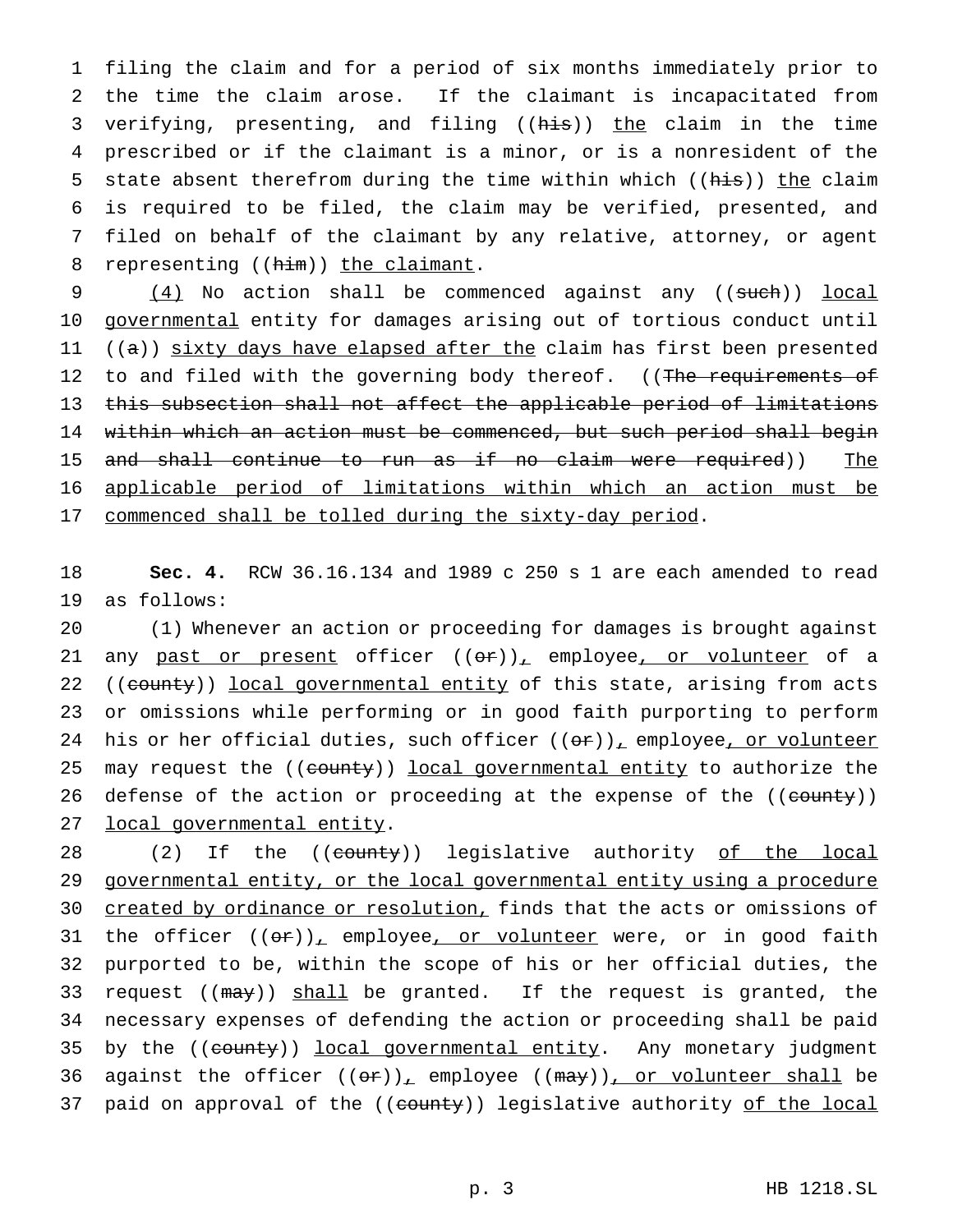filing the claim and for a period of six months immediately prior to the time the claim arose. If the claimant is incapacitated from verifying, presenting, and filing ((~~his~~)) the claim in the time prescribed or if the claimant is a minor, or is a nonresident of the state absent therefrom during the time within which ((~~his~~)) the claim is required to be filed, the claim may be verified, presented, and filed on behalf of the claimant by any relative, attorney, or agent representing ((~~him~~)) the claimant.

(4) No action shall be commenced against any ((~~such~~)) local governmental entity for damages arising out of tortious conduct until ((~~a~~)) sixty days have elapsed after the claim has first been presented to and filed with the governing body thereof. ((~~The requirements of this subsection shall not affect the applicable period of limitations within which an action must be commenced, but such period shall begin and shall continue to run as if no claim were required~~)) The applicable period of limitations within which an action must be commenced shall be tolled during the sixty-day period.

**Sec. 4.** RCW 36.16.134 and 1989 c 250 s 1 are each amended to read as follows:

(1) Whenever an action or proceeding for damages is brought against any past or present officer ((~~or~~)), employee, or volunteer of a ((~~county~~)) local governmental entity of this state, arising from acts or omissions while performing or in good faith purporting to perform his or her official duties, such officer ((~~or~~)), employee, or volunteer may request the ((~~county~~)) local governmental entity to authorize the defense of the action or proceeding at the expense of the ((~~county~~)) local governmental entity.

(2) If the ((~~county~~)) legislative authority of the local governmental entity, or the local governmental entity using a procedure created by ordinance or resolution, finds that the acts or omissions of the officer ((~~or~~)), employee, or volunteer were, or in good faith purported to be, within the scope of his or her official duties, the request ((~~may~~)) shall be granted. If the request is granted, the necessary expenses of defending the action or proceeding shall be paid by the ((~~county~~)) local governmental entity. Any monetary judgment against the officer ((~~or~~)), employee ((~~may~~)), or volunteer shall be paid on approval of the ((~~county~~)) legislative authority of the local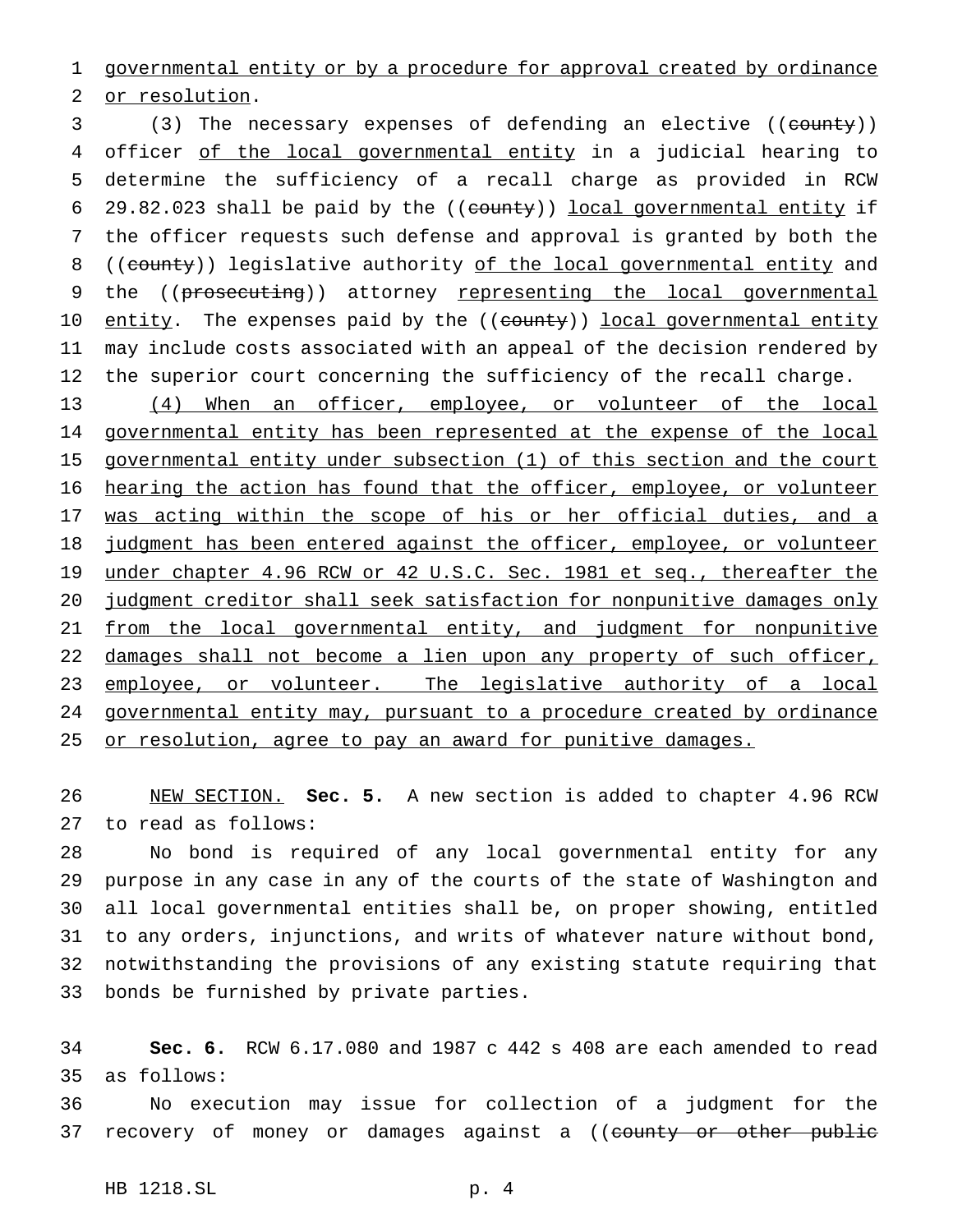governmental entity or by a procedure for approval created by ordinance or resolution.

(3) The necessary expenses of defending an elective ((county)) officer of the local governmental entity in a judicial hearing to determine the sufficiency of a recall charge as provided in RCW 29.82.023 shall be paid by the ((county)) local governmental entity if the officer requests such defense and approval is granted by both the ((county)) legislative authority of the local governmental entity and the ((prosecuting)) attorney representing the local governmental entity. The expenses paid by the ((county)) local governmental entity may include costs associated with an appeal of the decision rendered by the superior court concerning the sufficiency of the recall charge.

(4) When an officer, employee, or volunteer of the local governmental entity has been represented at the expense of the local governmental entity under subsection (1) of this section and the court hearing the action has found that the officer, employee, or volunteer was acting within the scope of his or her official duties, and a judgment has been entered against the officer, employee, or volunteer under chapter 4.96 RCW or 42 U.S.C. Sec. 1981 et seq., thereafter the judgment creditor shall seek satisfaction for nonpunitive damages only from the local governmental entity, and judgment for nonpunitive damages shall not become a lien upon any property of such officer, employee, or volunteer. The legislative authority of a local governmental entity may, pursuant to a procedure created by ordinance or resolution, agree to pay an award for punitive damages.

NEW SECTION. **Sec. 5.** A new section is added to chapter 4.96 RCW to read as follows:

No bond is required of any local governmental entity for any purpose in any case in any of the courts of the state of Washington and all local governmental entities shall be, on proper showing, entitled to any orders, injunctions, and writs of whatever nature without bond, notwithstanding the provisions of any existing statute requiring that bonds be furnished by private parties.

**Sec. 6.** RCW 6.17.080 and 1987 c 442 s 408 are each amended to read as follows:

No execution may issue for collection of a judgment for the recovery of money or damages against a ((county or other public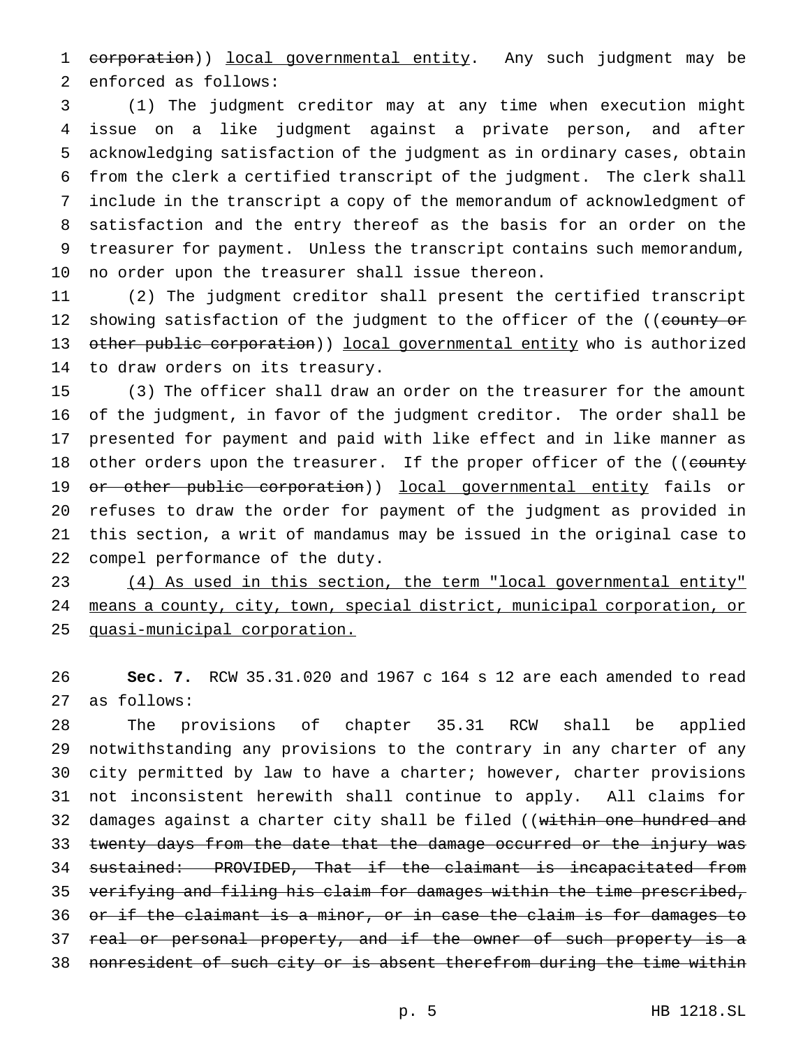~~corporation~~)) <u>local governmental entity</u>. Any such judgment may be enforced as follows:

(1) The judgment creditor may at any time when execution might issue on a like judgment against a private person, and after acknowledging satisfaction of the judgment as in ordinary cases, obtain from the clerk a certified transcript of the judgment. The clerk shall include in the transcript a copy of the memorandum of acknowledgment of satisfaction and the entry thereof as the basis for an order on the treasurer for payment. Unless the transcript contains such memorandum, no order upon the treasurer shall issue thereon.

(2) The judgment creditor shall present the certified transcript showing satisfaction of the judgment to the officer of the ((~~county or other public corporation~~)) <u>local governmental entity</u> who is authorized to draw orders on its treasury.

(3) The officer shall draw an order on the treasurer for the amount of the judgment, in favor of the judgment creditor. The order shall be presented for payment and paid with like effect and in like manner as other orders upon the treasurer. If the proper officer of the ((~~county or other public corporation~~)) <u>local governmental entity</u> fails or refuses to draw the order for payment of the judgment as provided in this section, a writ of mandamus may be issued in the original case to compel performance of the duty.

<u>(4) As used in this section, the term "local governmental entity" means a county, city, town, special district, municipal corporation, or quasi-municipal corporation.</u>

**Sec. 7.** RCW 35.31.020 and 1967 c 164 s 12 are each amended to read as follows:

The provisions of chapter 35.31 RCW shall be applied notwithstanding any provisions to the contrary in any charter of any city permitted by law to have a charter; however, charter provisions not inconsistent herewith shall continue to apply. All claims for damages against a charter city shall be filed ((~~within one hundred and twenty days from the date that the damage occurred or the injury was sustained: PROVIDED, That if the claimant is incapacitated from verifying and filing his claim for damages within the time prescribed, or if the claimant is a minor, or in case the claim is for damages to real or personal property, and if the owner of such property is a nonresident of such city or is absent therefrom during the time within~~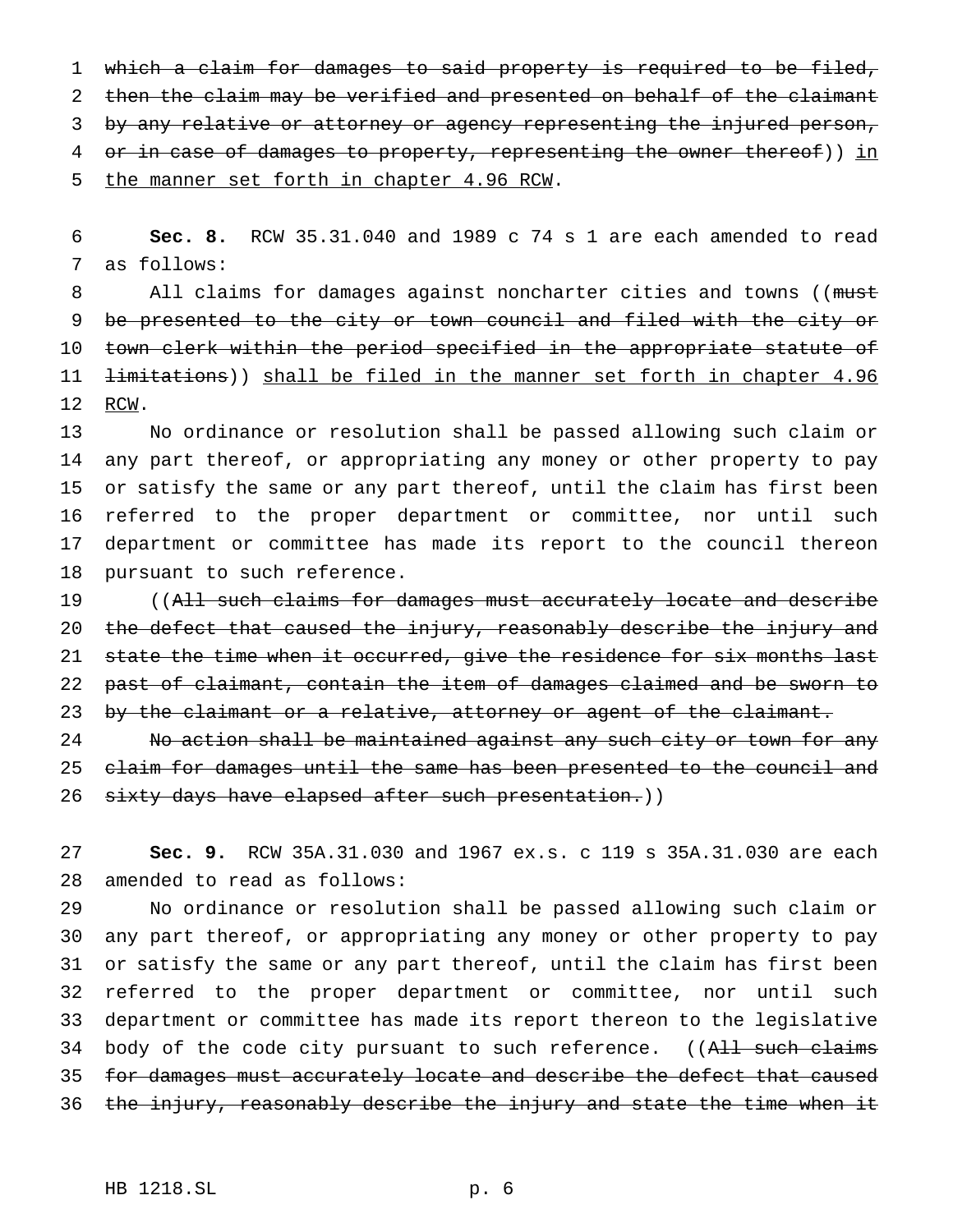~~which a claim for damages to said property is required to be filed, then the claim may be verified and presented on behalf of the claimant by any relative or attorney or agency representing the injured person, or in case of damages to property, representing the owner thereof~~)) <u>in the manner set forth in chapter 4.96 RCW</u>.

**Sec. 8.** RCW 35.31.040 and 1989 c 74 s 1 are each amended to read as follows:

All claims for damages against noncharter cities and towns ((~~must be presented to the city or town council and filed with the city or town clerk within the period specified in the appropriate statute of limitations~~)) <u>shall be filed in the manner set forth in chapter 4.96 RCW</u>.

No ordinance or resolution shall be passed allowing such claim or any part thereof, or appropriating any money or other property to pay or satisfy the same or any part thereof, until the claim has first been referred to the proper department or committee, nor until such department or committee has made its report to the council thereon pursuant to such reference.

((~~All such claims for damages must accurately locate and describe the defect that caused the injury, reasonably describe the injury and state the time when it occurred, give the residence for six months last past of claimant, contain the item of damages claimed and be sworn to by the claimant or a relative, attorney or agent of the claimant.~~

~~No action shall be maintained against any such city or town for any claim for damages until the same has been presented to the council and sixty days have elapsed after such presentation.~~))

**Sec. 9.** RCW 35A.31.030 and 1967 ex.s. c 119 s 35A.31.030 are each amended to read as follows:

No ordinance or resolution shall be passed allowing such claim or any part thereof, or appropriating any money or other property to pay or satisfy the same or any part thereof, until the claim has first been referred to the proper department or committee, nor until such department or committee has made its report thereon to the legislative body of the code city pursuant to such reference. ((~~All such claims for damages must accurately locate and describe the defect that caused the injury, reasonably describe the injury and state the time when it~~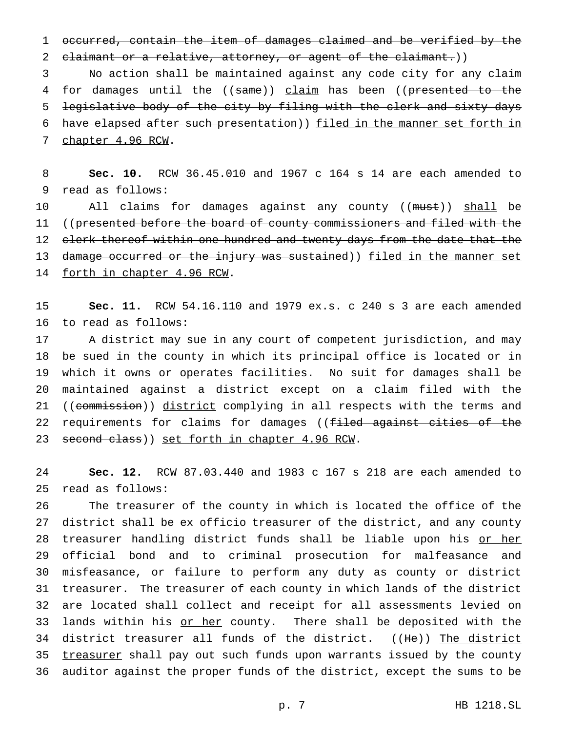~~occurred, contain the item of damages claimed and be verified by the claimant or a relative, attorney, or agent of the claimant.~~))

No action shall be maintained against any code city for any claim for damages until the ((~~same~~)) <u>claim</u> has been ((~~presented to the legislative body of the city by filing with the clerk and sixty days have elapsed after such presentation~~)) <u>filed in the manner set forth in chapter 4.96 RCW</u>.

**Sec. 10.** RCW 36.45.010 and 1967 c 164 s 14 are each amended to read as follows:

All claims for damages against any county ((~~must~~)) <u>shall</u> be ((~~presented before the board of county commissioners and filed with the clerk thereof within one hundred and twenty days from the date that the damage occurred or the injury was sustained~~)) <u>filed in the manner set forth in chapter 4.96 RCW</u>.

**Sec. 11.** RCW 54.16.110 and 1979 ex.s. c 240 s 3 are each amended to read as follows:

A district may sue in any court of competent jurisdiction, and may be sued in the county in which its principal office is located or in which it owns or operates facilities. No suit for damages shall be maintained against a district except on a claim filed with the ((~~commission~~)) <u>district</u> complying in all respects with the terms and requirements for claims for damages ((~~filed against cities of the second class~~)) <u>set forth in chapter 4.96 RCW</u>.

**Sec. 12.** RCW 87.03.440 and 1983 c 167 s 218 are each amended to read as follows:

The treasurer of the county in which is located the office of the district shall be ex officio treasurer of the district, and any county treasurer handling district funds shall be liable upon his <u>or her</u> official bond and to criminal prosecution for malfeasance and misfeasance, or failure to perform any duty as county or district treasurer. The treasurer of each county in which lands of the district are located shall collect and receipt for all assessments levied on lands within his <u>or her</u> county. There shall be deposited with the district treasurer all funds of the district. ((~~He~~)) <u>The district treasurer</u> shall pay out such funds upon warrants issued by the county auditor against the proper funds of the district, except the sums to be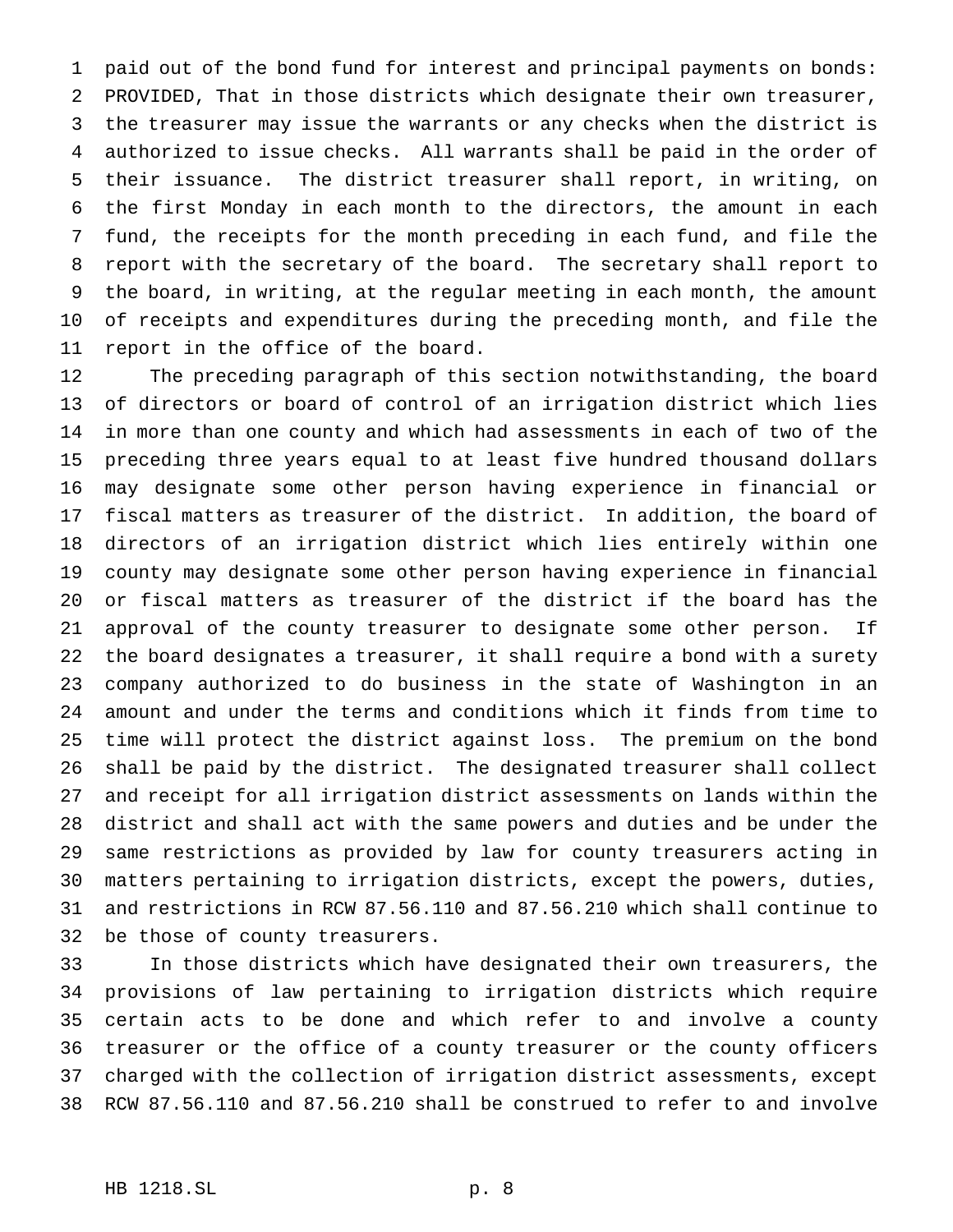paid out of the bond fund for interest and principal payments on bonds: PROVIDED, That in those districts which designate their own treasurer, the treasurer may issue the warrants or any checks when the district is authorized to issue checks. All warrants shall be paid in the order of their issuance. The district treasurer shall report, in writing, on the first Monday in each month to the directors, the amount in each fund, the receipts for the month preceding in each fund, and file the report with the secretary of the board. The secretary shall report to the board, in writing, at the regular meeting in each month, the amount of receipts and expenditures during the preceding month, and file the report in the office of the board.

The preceding paragraph of this section notwithstanding, the board of directors or board of control of an irrigation district which lies in more than one county and which had assessments in each of two of the preceding three years equal to at least five hundred thousand dollars may designate some other person having experience in financial or fiscal matters as treasurer of the district. In addition, the board of directors of an irrigation district which lies entirely within one county may designate some other person having experience in financial or fiscal matters as treasurer of the district if the board has the approval of the county treasurer to designate some other person. If the board designates a treasurer, it shall require a bond with a surety company authorized to do business in the state of Washington in an amount and under the terms and conditions which it finds from time to time will protect the district against loss. The premium on the bond shall be paid by the district. The designated treasurer shall collect and receipt for all irrigation district assessments on lands within the district and shall act with the same powers and duties and be under the same restrictions as provided by law for county treasurers acting in matters pertaining to irrigation districts, except the powers, duties, and restrictions in RCW 87.56.110 and 87.56.210 which shall continue to be those of county treasurers.

In those districts which have designated their own treasurers, the provisions of law pertaining to irrigation districts which require certain acts to be done and which refer to and involve a county treasurer or the office of a county treasurer or the county officers charged with the collection of irrigation district assessments, except RCW 87.56.110 and 87.56.210 shall be construed to refer to and involve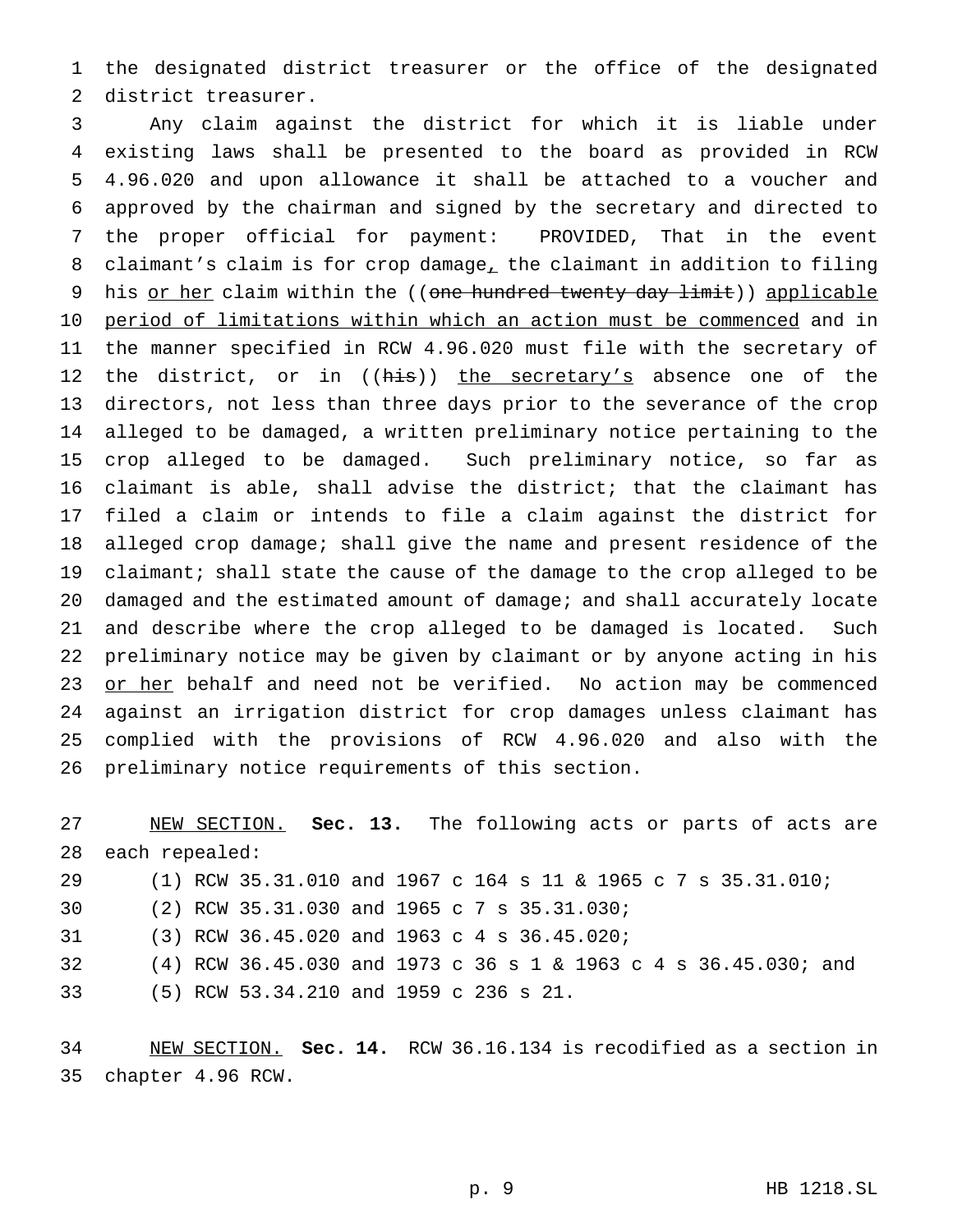the designated district treasurer or the office of the designated district treasurer.

Any claim against the district for which it is liable under existing laws shall be presented to the board as provided in RCW 4.96.020 and upon allowance it shall be attached to a voucher and approved by the chairman and signed by the secretary and directed to the proper official for payment: PROVIDED, That in the event claimant's claim is for crop damage, the claimant in addition to filing his or her claim within the ((~~one hundred twenty day limit~~)) applicable period of limitations within which an action must be commenced and in the manner specified in RCW 4.96.020 must file with the secretary of the district, or in ((~~his~~)) the secretary's absence one of the directors, not less than three days prior to the severance of the crop alleged to be damaged, a written preliminary notice pertaining to the crop alleged to be damaged. Such preliminary notice, so far as claimant is able, shall advise the district; that the claimant has filed a claim or intends to file a claim against the district for alleged crop damage; shall give the name and present residence of the claimant; shall state the cause of the damage to the crop alleged to be damaged and the estimated amount of damage; and shall accurately locate and describe where the crop alleged to be damaged is located. Such preliminary notice may be given by claimant or by anyone acting in his or her behalf and need not be verified. No action may be commenced against an irrigation district for crop damages unless claimant has complied with the provisions of RCW 4.96.020 and also with the preliminary notice requirements of this section.

NEW SECTION. **Sec. 13.** The following acts or parts of acts are each repealed:

(1) RCW 35.31.010 and 1967 c 164 s 11 & 1965 c 7 s 35.31.010;

(2) RCW 35.31.030 and 1965 c 7 s 35.31.030;

(3) RCW 36.45.020 and 1963 c 4 s 36.45.020;

(4) RCW 36.45.030 and 1973 c 36 s 1 & 1963 c 4 s 36.45.030; and

(5) RCW 53.34.210 and 1959 c 236 s 21.

NEW SECTION. **Sec. 14.** RCW 36.16.134 is recodified as a section in chapter 4.96 RCW.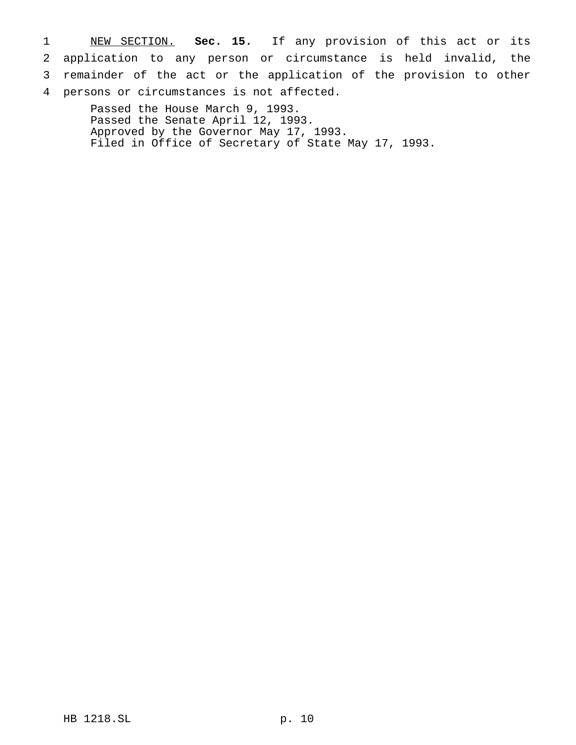NEW SECTION. **Sec. 15.** If any provision of this act or its application to any person or circumstance is held invalid, the remainder of the act or the application of the provision to other persons or circumstances is not affected.

Passed the House March 9, 1993.
Passed the Senate April 12, 1993.
Approved by the Governor May 17, 1993.
Filed in Office of Secretary of State May 17, 1993.